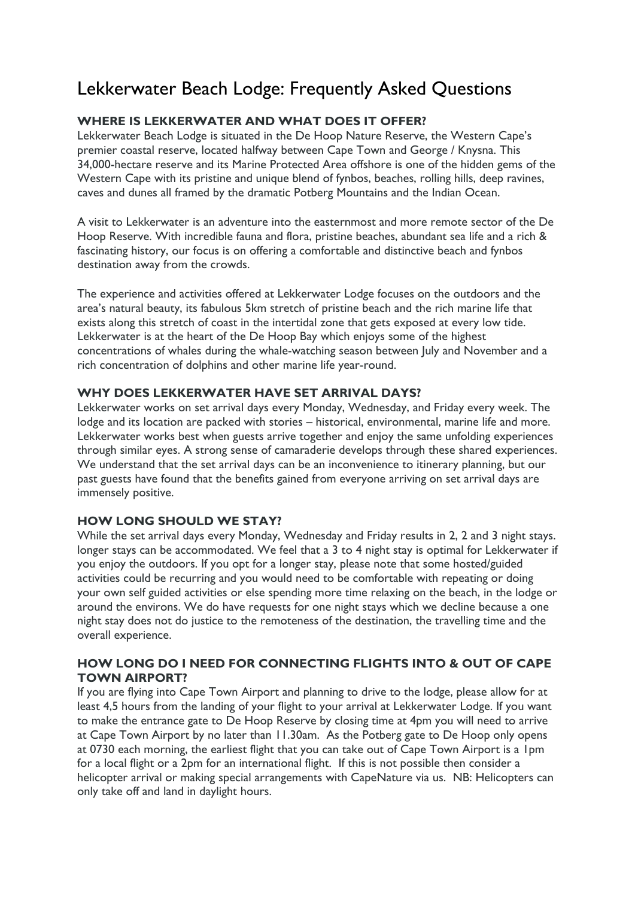# Lekkerwater Beach Lodge: Frequently Asked Questions

### WHERE IS LEKKERWATER AND WHAT DOES IT OFFER?

Lekkerwater Beach Lodge is situated in the De Hoop Nature Reserve, the Western Cape's premier coastal reserve, located halfway between Cape Town and George / Knysna. This 34,000-hectare reserve and its Marine Protected Area offshore is one of the hidden gems of the Western Cape with its pristine and unique blend of fynbos, beaches, rolling hills, deep ravines, caves and dunes all framed by the dramatic Potberg Mountains and the Indian Ocean.

A visit to Lekkerwater is an adventure into the easternmost and more remote sector of the De Hoop Reserve. With incredible fauna and flora, pristine beaches, abundant sea life and a rich & fascinating history, our focus is on offering a comfortable and distinctive beach and fynbos destination away from the crowds.

The experience and activities offered at Lekkerwater Lodge focuses on the outdoors and the area's natural beauty, its fabulous 5km stretch of pristine beach and the rich marine life that exists along this stretch of coast in the intertidal zone that gets exposed at every low tide. Lekkerwater is at the heart of the De Hoop Bay which enjoys some of the highest concentrations of whales during the whale-watching season between July and November and a rich concentration of dolphins and other marine life year-round.

### WHY DOES LEKKERWATER HAVE SET ARRIVAL DAYS?

Lekkerwater works on set arrival days every Monday, Wednesday, and Friday every week. The lodge and its location are packed with stories – historical, environmental, marine life and more. Lekkerwater works best when guests arrive together and enjoy the same unfolding experiences through similar eyes. A strong sense of camaraderie develops through these shared experiences. We understand that the set arrival days can be an inconvenience to itinerary planning, but our past guests have found that the benefits gained from everyone arriving on set arrival days are immensely positive.

### HOW LONG SHOULD WE STAY?

While the set arrival days every Monday, Wednesday and Friday results in 2, 2 and 3 night stays. longer stays can be accommodated. We feel that a 3 to 4 night stay is optimal for Lekkerwater if you enjoy the outdoors. If you opt for a longer stay, please note that some hosted/guided activities could be recurring and you would need to be comfortable with repeating or doing your own self guided activities or else spending more time relaxing on the beach, in the lodge or around the environs. We do have requests for one night stays which we decline because a one night stay does not do justice to the remoteness of the destination, the travelling time and the overall experience.

### HOW LONG DO I NEED FOR CONNECTING FLIGHTS INTO & OUT OF CAPE TOWN AIRPORT?

If you are flying into Cape Town Airport and planning to drive to the lodge, please allow for at least 4,5 hours from the landing of your flight to your arrival at Lekkerwater Lodge. If you want to make the entrance gate to De Hoop Reserve by closing time at 4pm you will need to arrive at Cape Town Airport by no later than 11.30am. As the Potberg gate to De Hoop only opens at 0730 each morning, the earliest flight that you can take out of Cape Town Airport is a 1pm for a local flight or a 2pm for an international flight. If this is not possible then consider a helicopter arrival or making special arrangements with CapeNature via us. NB: Helicopters can only take off and land in daylight hours.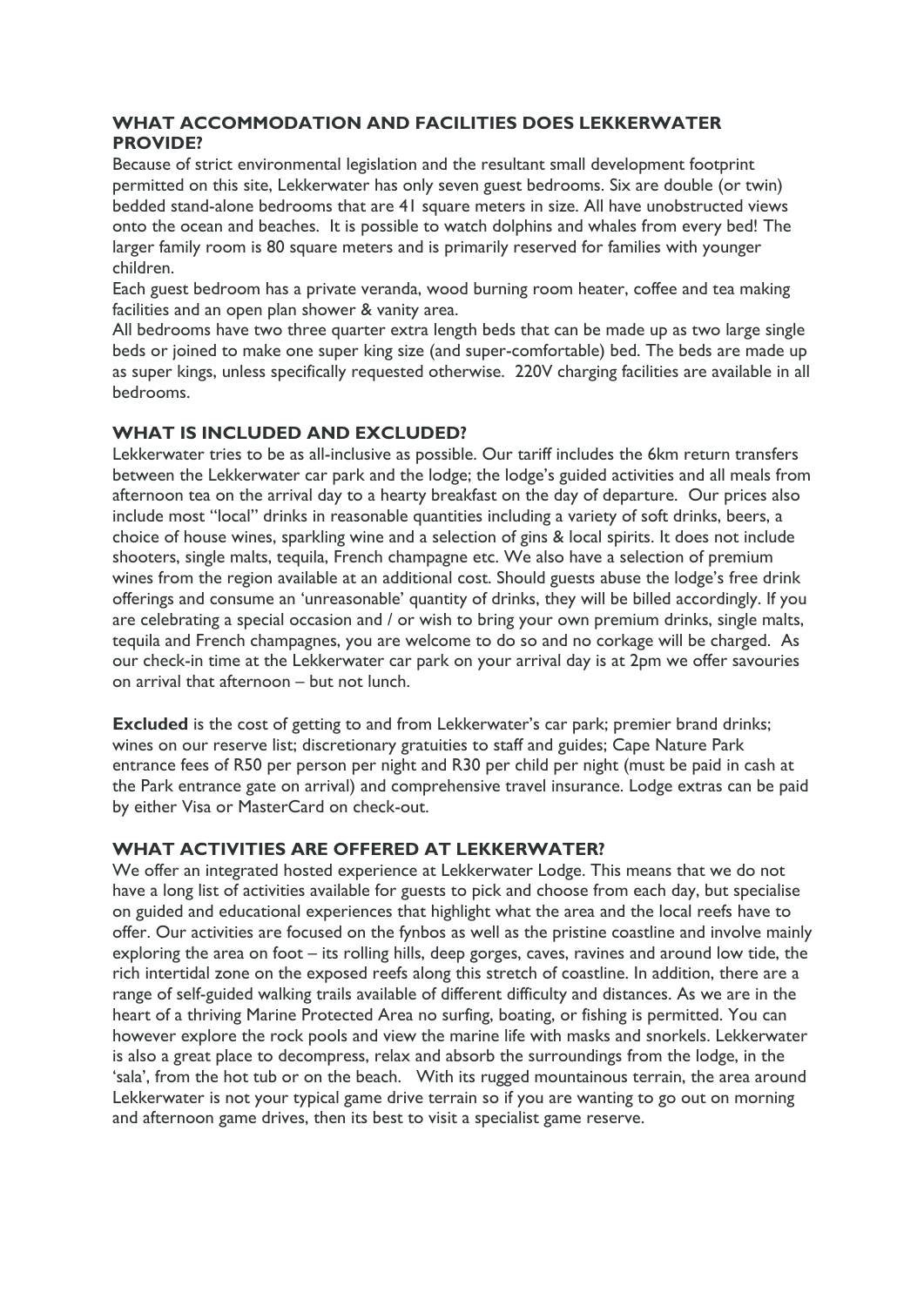## WHAT ACCOMMODATION AND FACILITIES DOES LEKKERWATER PROVIDE?

Because of strict environmental legislation and the resultant small development footprint permitted on this site, Lekkerwater has only seven guest bedrooms. Six are double (or twin) bedded stand-alone bedrooms that are 41 square meters in size. All have unobstructed views onto the ocean and beaches. It is possible to watch dolphins and whales from every bed! The larger family room is 80 square meters and is primarily reserved for families with younger children.

Each guest bedroom has a private veranda, wood burning room heater, coffee and tea making facilities and an open plan shower & vanity area.

All bedrooms have two three quarter extra length beds that can be made up as two large single beds or joined to make one super king size (and super-comfortable) bed. The beds are made up as super kings, unless specifically requested otherwise. 220V charging facilities are available in all bedrooms.

## WHAT IS INCLUDED AND EXCLUDED?

Lekkerwater tries to be as all-inclusive as possible. Our tariff includes the 6km return transfers between the Lekkerwater car park and the lodge; the lodge's guided activities and all meals from afternoon tea on the arrival day to a hearty breakfast on the day of departure. Our prices also include most "local" drinks in reasonable quantities including a variety of soft drinks, beers, a choice of house wines, sparkling wine and a selection of gins & local spirits. It does not include shooters, single malts, tequila, French champagne etc. We also have a selection of premium wines from the region available at an additional cost. Should guests abuse the lodge's free drink offerings and consume an 'unreasonable' quantity of drinks, they will be billed accordingly. If you are celebrating a special occasion and / or wish to bring your own premium drinks, single malts, tequila and French champagnes, you are welcome to do so and no corkage will be charged. As our check-in time at the Lekkerwater car park on your arrival day is at 2pm we offer savouries on arrival that afternoon – but not lunch.

**Excluded** is the cost of getting to and from Lekkerwater's car park; premier brand drinks; wines on our reserve list; discretionary gratuities to staff and guides; Cape Nature Park entrance fees of R50 per person per night and R30 per child per night (must be paid in cash at the Park entrance gate on arrival) and comprehensive travel insurance. Lodge extras can be paid by either Visa or MasterCard on check-out.

## WHAT ACTIVITIES ARE OFFERED AT LEKKERWATER?

We offer an integrated hosted experience at Lekkerwater Lodge. This means that we do not have a long list of activities available for guests to pick and choose from each day, but specialise on guided and educational experiences that highlight what the area and the local reefs have to offer. Our activities are focused on the fynbos as well as the pristine coastline and involve mainly exploring the area on foot – its rolling hills, deep gorges, caves, ravines and around low tide, the rich intertidal zone on the exposed reefs along this stretch of coastline. In addition, there are a range of self-guided walking trails available of different difficulty and distances. As we are in the heart of a thriving Marine Protected Area no surfing, boating, or fishing is permitted. You can however explore the rock pools and view the marine life with masks and snorkels. Lekkerwater is also a great place to decompress, relax and absorb the surroundings from the lodge, in the 'sala', from the hot tub or on the beach. With its rugged mountainous terrain, the area around Lekkerwater is not your typical game drive terrain so if you are wanting to go out on morning and afternoon game drives, then its best to visit a specialist game reserve.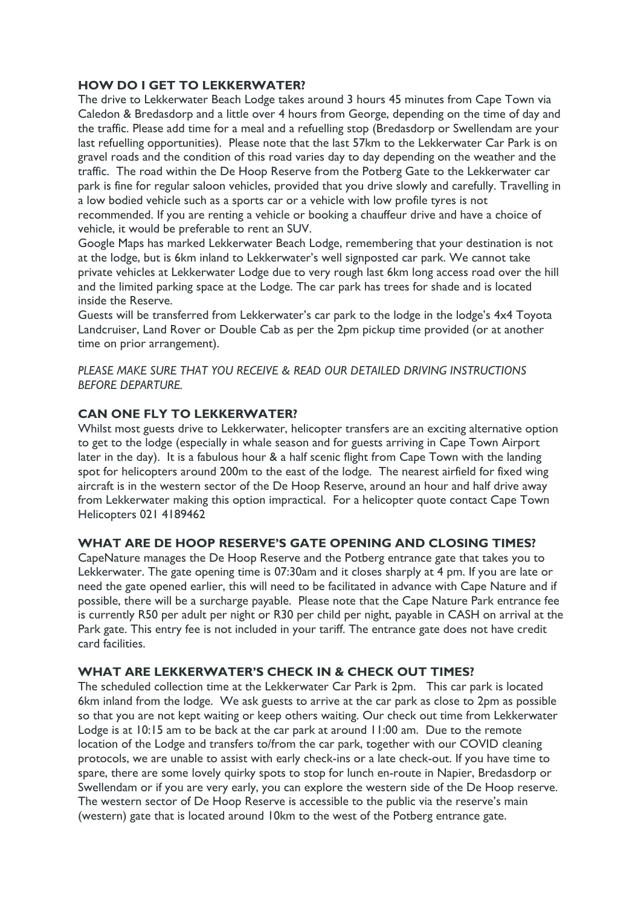## HOW DO I GET TO LEKKERWATER?

The drive to Lekkerwater Beach Lodge takes around 3 hours 45 minutes from Cape Town via Caledon & Bredasdorp and a little over 4 hours from George, depending on the time of day and the traffic. Please add time for a meal and a refuelling stop (Bredasdorp or Swellendam are your last refuelling opportunities). Please note that the last 57km to the Lekkerwater Car Park is on gravel roads and the condition of this road varies day to day depending on the weather and the traffic. The road within the De Hoop Reserve from the Potberg Gate to the Lekkerwater car park is fine for regular saloon vehicles, provided that you drive slowly and carefully. Travelling in a low bodied vehicle such as a sports car or a vehicle with low profile tyres is not recommended. If you are renting a vehicle or booking a chauffeur drive and have a choice of vehicle, it would be preferable to rent an SUV.

Google Maps has marked Lekkerwater Beach Lodge, remembering that your destination is not at the lodge, but is 6km inland to Lekkerwater's well signposted car park. We cannot take private vehicles at Lekkerwater Lodge due to very rough last 6km long access road over the hill and the limited parking space at the Lodge. The car park has trees for shade and is located inside the Reserve.

Guests will be transferred from Lekkerwater's car park to the lodge in the lodge's 4x4 Toyota Landcruiser, Land Rover or Double Cab as per the 2pm pickup time provided (or at another time on prior arrangement).

*PLEASE MAKE SURE THAT YOU RECEIVE & READ OUR DETAILED DRIVING INSTRUCTIONS BEFORE DEPARTURE.*

## CAN ONE FLY TO LEKKERWATER?

Whilst most guests drive to Lekkerwater, helicopter transfers are an exciting alternative option to get to the lodge (especially in whale season and for guests arriving in Cape Town Airport later in the day). It is a fabulous hour & a half scenic flight from Cape Town with the landing spot for helicopters around 200m to the east of the lodge. The nearest airfield for fixed wing aircraft is in the western sector of the De Hoop Reserve, around an hour and half drive away from Lekkerwater making this option impractical. For a helicopter quote contact Cape Town Helicopters 021 4189462

## WHAT ARE DE HOOP RESERVE'S GATE OPENING AND CLOSING TIMES?

CapeNature manages the De Hoop Reserve and the Potberg entrance gate that takes you to Lekkerwater. The gate opening time is 07:30am and it closes sharply at 4 pm. If you are late or need the gate opened earlier, this will need to be facilitated in advance with Cape Nature and if possible, there will be a surcharge payable. Please note that the Cape Nature Park entrance fee is currently R50 per adult per night or R30 per child per night, payable in CASH on arrival at the Park gate. This entry fee is not included in your tariff. The entrance gate does not have credit card facilities.

## WHAT ARE LEKKERWATER'S CHECK IN & CHECK OUT TIMES?

The scheduled collection time at the Lekkerwater Car Park is 2pm. This car park is located 6km inland from the lodge. We ask guests to arrive at the car park as close to 2pm as possible so that you are not kept waiting or keep others waiting. Our check out time from Lekkerwater Lodge is at 10:15 am to be back at the car park at around 11:00 am. Due to the remote location of the Lodge and transfers to/from the car park, together with our COVID cleaning protocols, we are unable to assist with early check-ins or a late check-out. If you have time to spare, there are some lovely quirky spots to stop for lunch en-route in Napier, Bredasdorp or Swellendam or if you are very early, you can explore the western side of the De Hoop reserve. The western sector of De Hoop Reserve is accessible to the public via the reserve's main (western) gate that is located around 10km to the west of the Potberg entrance gate.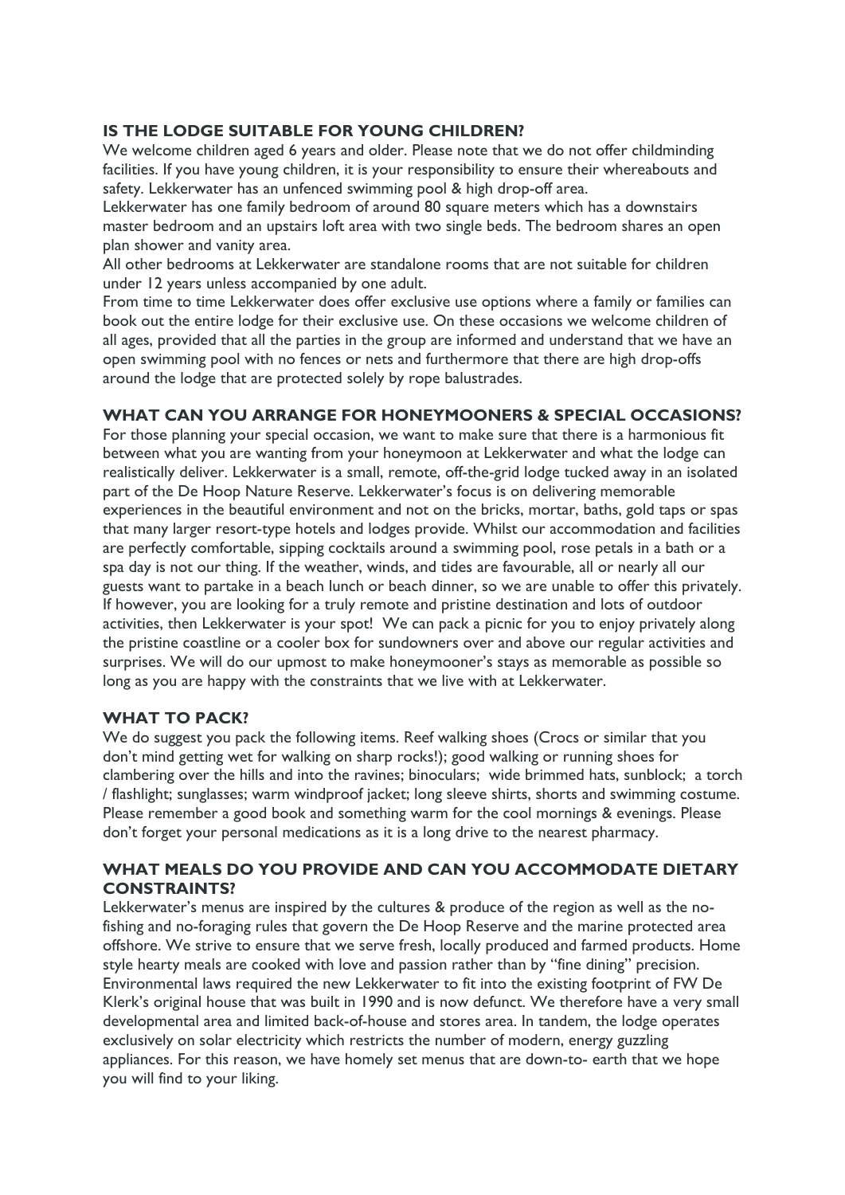### IS THE LODGE SUITABLE FOR YOUNG CHILDREN?

We welcome children aged 6 years and older. Please note that we do not offer childminding facilities. If you have young children, it is your responsibility to ensure their whereabouts and safety. Lekkerwater has an unfenced swimming pool & high drop-off area.

Lekkerwater has one family bedroom of around 80 square meters which has a downstairs master bedroom and an upstairs loft area with two single beds. The bedroom shares an open plan shower and vanity area.

All other bedrooms at Lekkerwater are standalone rooms that are not suitable for children under 12 years unless accompanied by one adult.

From time to time Lekkerwater does offer exclusive use options where a family or families can book out the entire lodge for their exclusive use. On these occasions we welcome children of all ages, provided that all the parties in the group are informed and understand that we have an open swimming pool with no fences or nets and furthermore that there are high drop-offs around the lodge that are protected solely by rope balustrades.

### WHAT CAN YOU ARRANGE FOR HONEYMOONERS & SPECIAL OCCASIONS?

For those planning your special occasion, we want to make sure that there is a harmonious fit between what you are wanting from your honeymoon at Lekkerwater and what the lodge can realistically deliver. Lekkerwater is a small, remote, off-the-grid lodge tucked away in an isolated part of the De Hoop Nature Reserve. Lekkerwater's focus is on delivering memorable experiences in the beautiful environment and not on the bricks, mortar, baths, gold taps or spas that many larger resort-type hotels and lodges provide. Whilst our accommodation and facilities are perfectly comfortable, sipping cocktails around a swimming pool, rose petals in a bath or a spa day is not our thing. If the weather, winds, and tides are favourable, all or nearly all our guests want to partake in a beach lunch or beach dinner, so we are unable to offer this privately. If however, you are looking for a truly remote and pristine destination and lots of outdoor activities, then Lekkerwater is your spot! We can pack a picnic for you to enjoy privately along the pristine coastline or a cooler box for sundowners over and above our regular activities and surprises. We will do our upmost to make honeymooner's stays as memorable as possible so long as you are happy with the constraints that we live with at Lekkerwater.

### WHAT TO PACK?

We do suggest you pack the following items. Reef walking shoes (Crocs or similar that you don't mind getting wet for walking on sharp rocks!); good walking or running shoes for clambering over the hills and into the ravines; binoculars; wide brimmed hats, sunblock; a torch / flashlight; sunglasses; warm windproof jacket; long sleeve shirts, shorts and swimming costume. Please remember a good book and something warm for the cool mornings & evenings. Please don't forget your personal medications as it is a long drive to the nearest pharmacy.

### WHAT MEALS DO YOU PROVIDE AND CAN YOU ACCOMMODATE DIETARY CONSTRAINTS?

Lekkerwater's menus are inspired by the cultures & produce of the region as well as the no-fishing and no-foraging rules that govern the De Hoop Reserve and the marine protected area offshore. We strive to ensure that we serve fresh, locally produced and farmed products. Home style hearty meals are cooked with love and passion rather than by "fine dining" precision. Environmental laws required the new Lekkerwater to fit into the existing footprint of FW De Klerk's original house that was built in 1990 and is now defunct. We therefore have a very small developmental area and limited back-of-house and stores area. In tandem, the lodge operates exclusively on solar electricity which restricts the number of modern, energy guzzling appliances. For this reason, we have homely set menus that are down-to- earth that we hope you will find to your liking.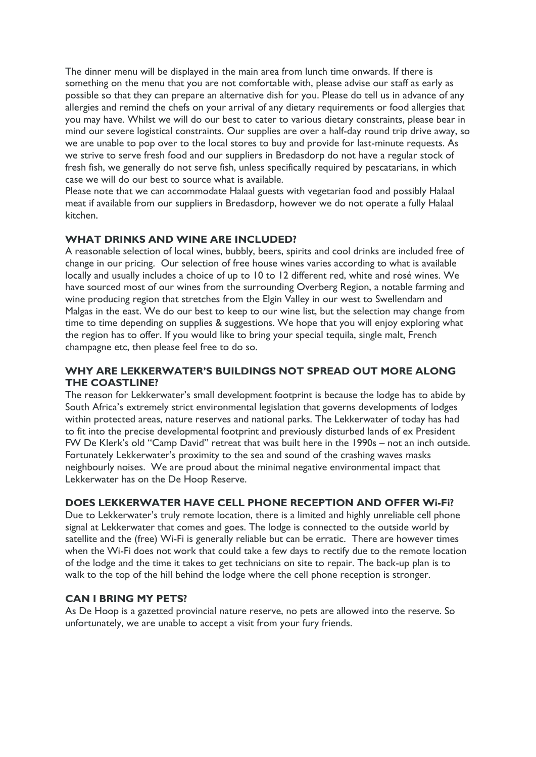The dinner menu will be displayed in the main area from lunch time onwards. If there is something on the menu that you are not comfortable with, please advise our staff as early as possible so that they can prepare an alternative dish for you. Please do tell us in advance of any allergies and remind the chefs on your arrival of any dietary requirements or food allergies that you may have. Whilst we will do our best to cater to various dietary constraints, please bear in mind our severe logistical constraints. Our supplies are over a half-day round trip drive away, so we are unable to pop over to the local stores to buy and provide for last-minute requests. As we strive to serve fresh food and our suppliers in Bredasdorp do not have a regular stock of fresh fish, we generally do not serve fish, unless specifically required by pescatarians, in which case we will do our best to source what is available.
Please note that we can accommodate Halaal guests with vegetarian food and possibly Halaal meat if available from our suppliers in Bredasdorp, however we do not operate a fully Halaal kitchen.

## WHAT DRINKS AND WINE ARE INCLUDED?

A reasonable selection of local wines, bubbly, beers, spirits and cool drinks are included free of change in our pricing. Our selection of free house wines varies according to what is available locally and usually includes a choice of up to 10 to 12 different red, white and rosé wines. We have sourced most of our wines from the surrounding Overberg Region, a notable farming and wine producing region that stretches from the Elgin Valley in our west to Swellendam and Malgas in the east. We do our best to keep to our wine list, but the selection may change from time to time depending on supplies & suggestions. We hope that you will enjoy exploring what the region has to offer. If you would like to bring your special tequila, single malt, French champagne etc, then please feel free to do so.

## WHY ARE LEKKERWATER'S BUILDINGS NOT SPREAD OUT MORE ALONG THE COASTLINE?

The reason for Lekkerwater's small development footprint is because the lodge has to abide by South Africa's extremely strict environmental legislation that governs developments of lodges within protected areas, nature reserves and national parks. The Lekkerwater of today has had to fit into the precise developmental footprint and previously disturbed lands of ex President FW De Klerk's old "Camp David" retreat that was built here in the 1990s – not an inch outside. Fortunately Lekkerwater's proximity to the sea and sound of the crashing waves masks neighbourly noises. We are proud about the minimal negative environmental impact that Lekkerwater has on the De Hoop Reserve.

## DOES LEKKERWATER HAVE CELL PHONE RECEPTION AND OFFER Wi-Fi?

Due to Lekkerwater's truly remote location, there is a limited and highly unreliable cell phone signal at Lekkerwater that comes and goes. The lodge is connected to the outside world by satellite and the (free) Wi-Fi is generally reliable but can be erratic. There are however times when the Wi-Fi does not work that could take a few days to rectify due to the remote location of the lodge and the time it takes to get technicians on site to repair. The back-up plan is to walk to the top of the hill behind the lodge where the cell phone reception is stronger.

## CAN I BRING MY PETS?

As De Hoop is a gazetted provincial nature reserve, no pets are allowed into the reserve. So unfortunately, we are unable to accept a visit from your fury friends.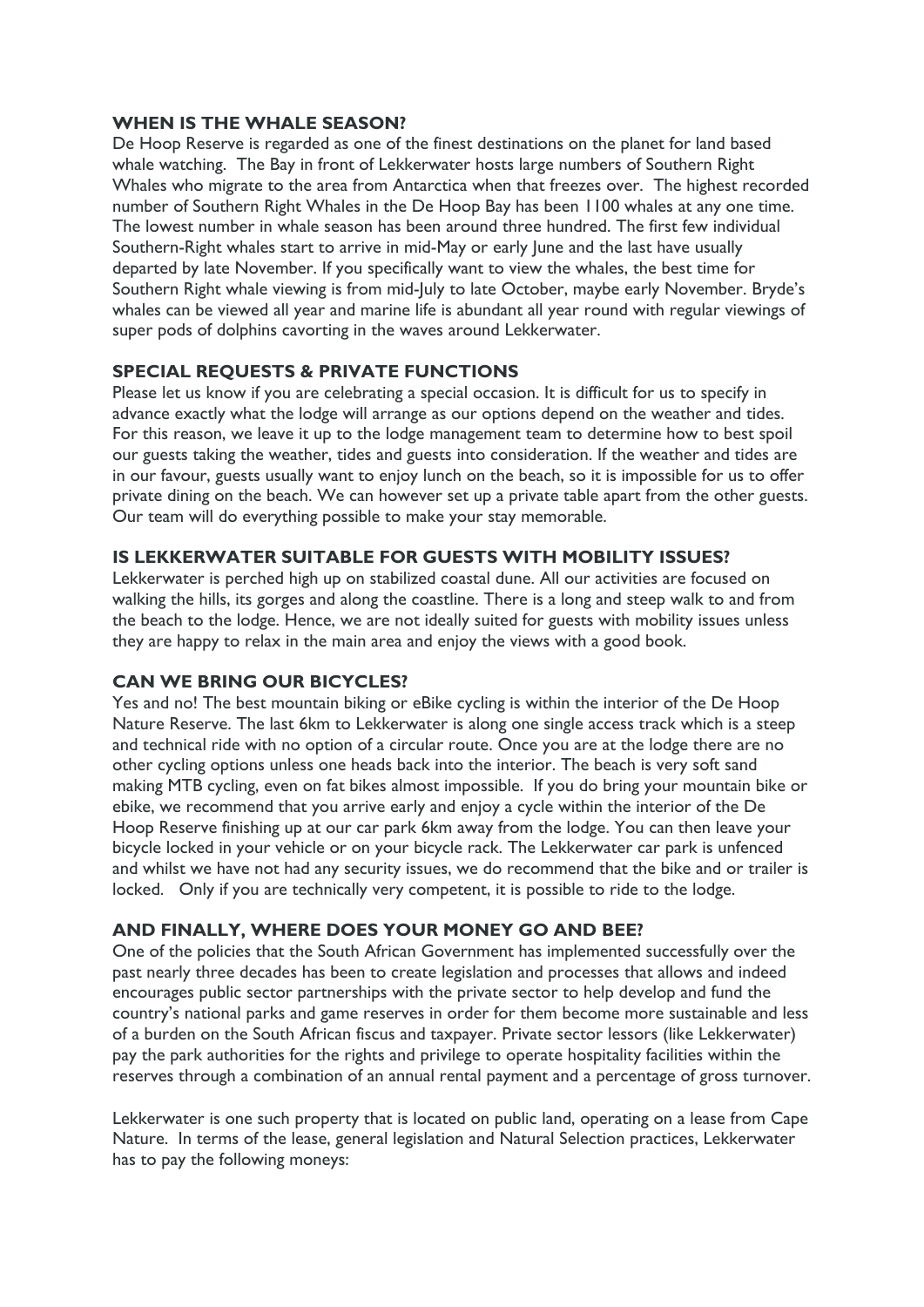## WHEN IS THE WHALE SEASON?

De Hoop Reserve is regarded as one of the finest destinations on the planet for land based whale watching. The Bay in front of Lekkerwater hosts large numbers of Southern Right Whales who migrate to the area from Antarctica when that freezes over. The highest recorded number of Southern Right Whales in the De Hoop Bay has been 1100 whales at any one time. The lowest number in whale season has been around three hundred. The first few individual Southern-Right whales start to arrive in mid-May or early June and the last have usually departed by late November. If you specifically want to view the whales, the best time for Southern Right whale viewing is from mid-July to late October, maybe early November. Bryde's whales can be viewed all year and marine life is abundant all year round with regular viewings of super pods of dolphins cavorting in the waves around Lekkerwater.

## SPECIAL REQUESTS & PRIVATE FUNCTIONS

Please let us know if you are celebrating a special occasion. It is difficult for us to specify in advance exactly what the lodge will arrange as our options depend on the weather and tides. For this reason, we leave it up to the lodge management team to determine how to best spoil our guests taking the weather, tides and guests into consideration. If the weather and tides are in our favour, guests usually want to enjoy lunch on the beach, so it is impossible for us to offer private dining on the beach. We can however set up a private table apart from the other guests. Our team will do everything possible to make your stay memorable.

## IS LEKKERWATER SUITABLE FOR GUESTS WITH MOBILITY ISSUES?

Lekkerwater is perched high up on stabilized coastal dune. All our activities are focused on walking the hills, its gorges and along the coastline. There is a long and steep walk to and from the beach to the lodge. Hence, we are not ideally suited for guests with mobility issues unless they are happy to relax in the main area and enjoy the views with a good book.

## CAN WE BRING OUR BICYCLES?

Yes and no! The best mountain biking or eBike cycling is within the interior of the De Hoop Nature Reserve. The last 6km to Lekkerwater is along one single access track which is a steep and technical ride with no option of a circular route. Once you are at the lodge there are no other cycling options unless one heads back into the interior. The beach is very soft sand making MTB cycling, even on fat bikes almost impossible. If you do bring your mountain bike or ebike, we recommend that you arrive early and enjoy a cycle within the interior of the De Hoop Reserve finishing up at our car park 6km away from the lodge. You can then leave your bicycle locked in your vehicle or on your bicycle rack. The Lekkerwater car park is unfenced and whilst we have not had any security issues, we do recommend that the bike and or trailer is locked. Only if you are technically very competent, it is possible to ride to the lodge.

## AND FINALLY, WHERE DOES YOUR MONEY GO AND BEE?

One of the policies that the South African Government has implemented successfully over the past nearly three decades has been to create legislation and processes that allows and indeed encourages public sector partnerships with the private sector to help develop and fund the country's national parks and game reserves in order for them become more sustainable and less of a burden on the South African fiscus and taxpayer. Private sector lessors (like Lekkerwater) pay the park authorities for the rights and privilege to operate hospitality facilities within the reserves through a combination of an annual rental payment and a percentage of gross turnover.

Lekkerwater is one such property that is located on public land, operating on a lease from Cape Nature. In terms of the lease, general legislation and Natural Selection practices, Lekkerwater has to pay the following moneys: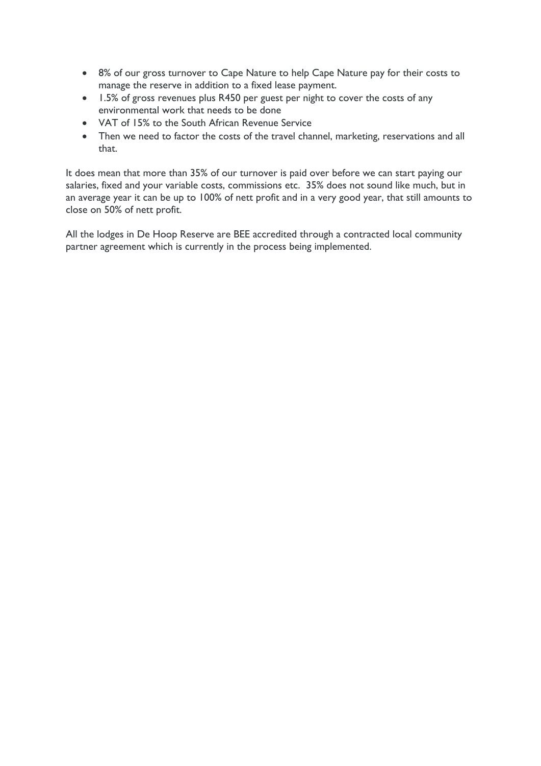- 8% of our gross turnover to Cape Nature to help Cape Nature pay for their costs to manage the reserve in addition to a fixed lease payment.
- 1.5% of gross revenues plus R450 per guest per night to cover the costs of any environmental work that needs to be done
- VAT of 15% to the South African Revenue Service
- Then we need to factor the costs of the travel channel, marketing, reservations and all that.

It does mean that more than 35% of our turnover is paid over before we can start paying our salaries, fixed and your variable costs, commissions etc. 35% does not sound like much, but in an average year it can be up to 100% of nett profit and in a very good year, that still amounts to close on 50% of nett profit.

All the lodges in De Hoop Reserve are BEE accredited through a contracted local community partner agreement which is currently in the process being implemented.